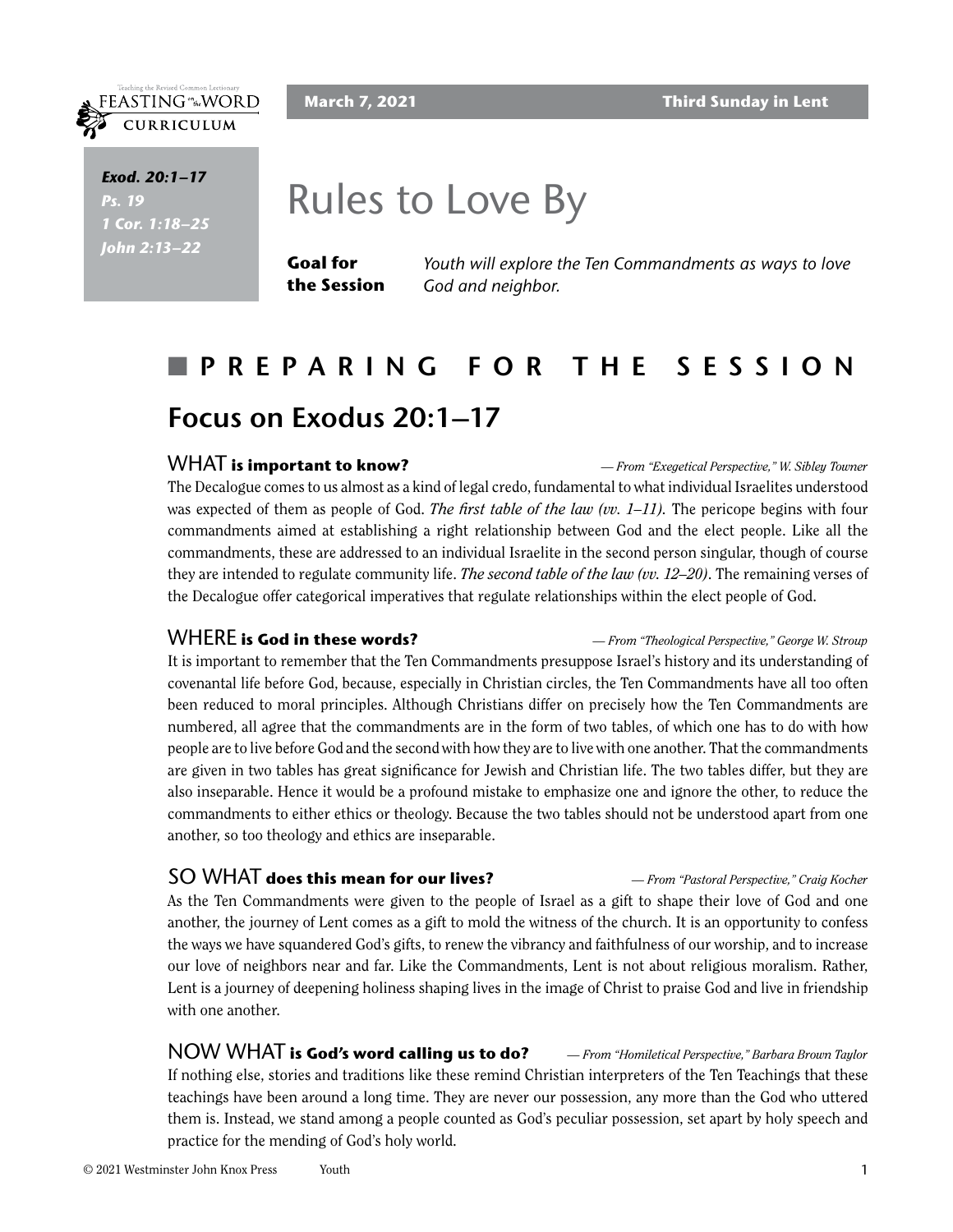Teaching the Revised Common Lectionary
FEASTING on the WORD
CURRICULUM

**March 7, 2021** | **Third Sunday in Lent**

***Exod. 20:1–17***
***Ps. 19***
***1 Cor. 1:18–25***
***John 2:13–22***

# Rules to Love By

**Goal for the Session** *Youth will explore the Ten Commandments as ways to love God and neighbor.*

## PREPARING FOR THE SESSION

## Focus on Exodus 20:1–17

### WHAT **is important to know?**

*— From "Exegetical Perspective," W. Sibley Towner*

The Decalogue comes to us almost as a kind of legal credo, fundamental to what individual Israelites understood was expected of them as people of God. *The first table of the law (vv. 1–11).* The pericope begins with four commandments aimed at establishing a right relationship between God and the elect people. Like all the commandments, these are addressed to an individual Israelite in the second person singular, though of course they are intended to regulate community life. *The second table of the law (vv. 12–20)*. The remaining verses of the Decalogue offer categorical imperatives that regulate relationships within the elect people of God.

### WHERE **is God in these words?**

*— From "Theological Perspective," George W. Stroup*

It is important to remember that the Ten Commandments presuppose Israel's history and its understanding of covenantal life before God, because, especially in Christian circles, the Ten Commandments have all too often been reduced to moral principles. Although Christians differ on precisely how the Ten Commandments are numbered, all agree that the commandments are in the form of two tables, of which one has to do with how people are to live before God and the second with how they are to live with one another. That the commandments are given in two tables has great significance for Jewish and Christian life. The two tables differ, but they are also inseparable. Hence it would be a profound mistake to emphasize one and ignore the other, to reduce the commandments to either ethics or theology. Because the two tables should not be understood apart from one another, so too theology and ethics are inseparable.

### SO WHAT **does this mean for our lives?**

*— From "Pastoral Perspective," Craig Kocher*

As the Ten Commandments were given to the people of Israel as a gift to shape their love of God and one another, the journey of Lent comes as a gift to mold the witness of the church. It is an opportunity to confess the ways we have squandered God's gifts, to renew the vibrancy and faithfulness of our worship, and to increase our love of neighbors near and far. Like the Commandments, Lent is not about religious moralism. Rather, Lent is a journey of deepening holiness shaping lives in the image of Christ to praise God and live in friendship with one another.

### NOW WHAT **is God's word calling us to do?**

*— From "Homiletical Perspective," Barbara Brown Taylor*

If nothing else, stories and traditions like these remind Christian interpreters of the Ten Teachings that these teachings have been around a long time. They are never our possession, any more than the God who uttered them is. Instead, we stand among a people counted as God's peculiar possession, set apart by holy speech and practice for the mending of God's holy world.

© 2021 Westminster John Knox Press Youth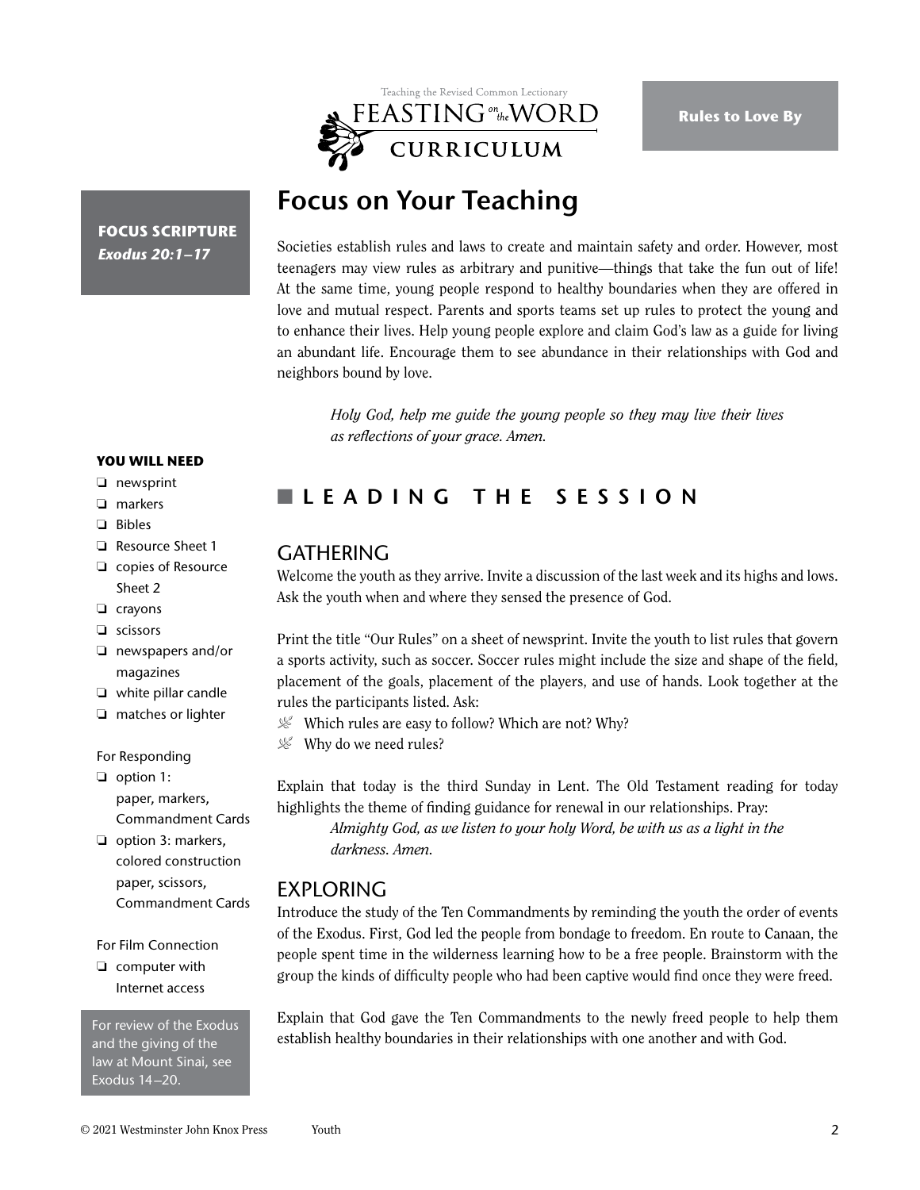Rules to Love By

**FOCUS SCRIPTURE**
***Exodus 20:1–17***

# Focus on Your Teaching

Societies establish rules and laws to create and maintain safety and order. However, most teenagers may view rules as arbitrary and punitive—things that take the fun out of life! At the same time, young people respond to healthy boundaries when they are offered in love and mutual respect. Parents and sports teams set up rules to protect the young and to enhance their lives. Help young people explore and claim God's law as a guide for living an abundant life. Encourage them to see abundance in their relationships with God and neighbors bound by love.

> *Holy God, help me guide the young people so they may live their lives as reflections of your grace. Amen.*

**YOU WILL NEED**

- ❏ newsprint
- ❏ markers
- ❏ Bibles
- ❏ Resource Sheet 1
- ❏ copies of Resource Sheet 2
- ❏ crayons
- ❏ scissors
- ❏ newspapers and/or magazines
- ❏ white pillar candle
- ❏ matches or lighter

For Responding

- ❏ option 1: paper, markers, Commandment Cards
- ❏ option 3: markers, colored construction paper, scissors, Commandment Cards

For Film Connection

- ❏ computer with Internet access

For review of the Exodus and the giving of the law at Mount Sinai, see Exodus 14–20.

## LEADING THE SESSION

### GATHERING

Welcome the youth as they arrive. Invite a discussion of the last week and its highs and lows. Ask the youth when and where they sensed the presence of God.

Print the title "Our Rules" on a sheet of newsprint. Invite the youth to list rules that govern a sports activity, such as soccer. Soccer rules might include the size and shape of the field, placement of the goals, placement of the players, and use of hands. Look together at the rules the participants listed. Ask:

- Which rules are easy to follow? Which are not? Why?
- Why do we need rules?

Explain that today is the third Sunday in Lent. The Old Testament reading for today highlights the theme of finding guidance for renewal in our relationships. Pray:

> *Almighty God, as we listen to your holy Word, be with us as a light in the darkness. Amen.*

### EXPLORING

Introduce the study of the Ten Commandments by reminding the youth the order of events of the Exodus. First, God led the people from bondage to freedom. En route to Canaan, the people spent time in the wilderness learning how to be a free people. Brainstorm with the group the kinds of difficulty people who had been captive would find once they were freed.

Explain that God gave the Ten Commandments to the newly freed people to help them establish healthy boundaries in their relationships with one another and with God.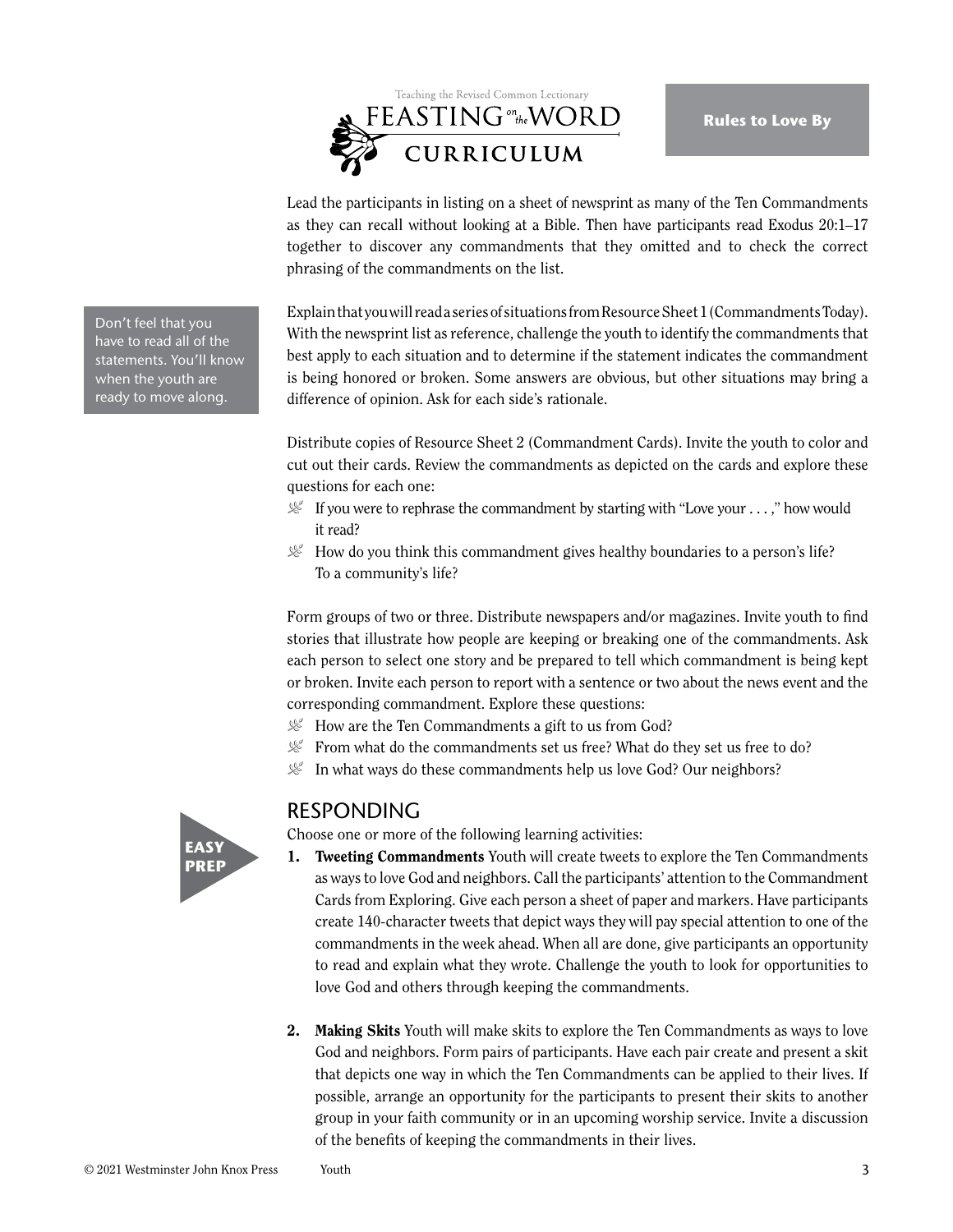Lead the participants in listing on a sheet of newsprint as many of the Ten Commandments as they can recall without looking at a Bible. Then have participants read Exodus 20:1–17 together to discover any commandments that they omitted and to check the correct phrasing of the commandments on the list.

Explain that you will read a series of situations from Resource Sheet 1 (Commandments Today). With the newsprint list as reference, challenge the youth to identify the commandments that best apply to each situation and to determine if the statement indicates the commandment is being honored or broken. Some answers are obvious, but other situations may bring a difference of opinion. Ask for each side's rationale.

> Don't feel that you have to read all of the statements. You'll know when the youth are ready to move along.

Distribute copies of Resource Sheet 2 (Commandment Cards). Invite the youth to color and cut out their cards. Review the commandments as depicted on the cards and explore these questions for each one:

- If you were to rephrase the commandment by starting with "Love your . . . ," how would it read?
- How do you think this commandment gives healthy boundaries to a person's life? To a community's life?

Form groups of two or three. Distribute newspapers and/or magazines. Invite youth to find stories that illustrate how people are keeping or breaking one of the commandments. Ask each person to select one story and be prepared to tell which commandment is being kept or broken. Invite each person to report with a sentence or two about the news event and the corresponding commandment. Explore these questions:

- How are the Ten Commandments a gift to us from God?
- From what do the commandments set us free? What do they set us free to do?
- In what ways do these commandments help us love God? Our neighbors?

## RESPONDING

Choose one or more of the following learning activities:

EASY PREP

1. **Tweeting Commandments** Youth will create tweets to explore the Ten Commandments as ways to love God and neighbors. Call the participants' attention to the Commandment Cards from Exploring. Give each person a sheet of paper and markers. Have participants create 140-character tweets that depict ways they will pay special attention to one of the commandments in the week ahead. When all are done, give participants an opportunity to read and explain what they wrote. Challenge the youth to look for opportunities to love God and others through keeping the commandments.

2. **Making Skits** Youth will make skits to explore the Ten Commandments as ways to love God and neighbors. Form pairs of participants. Have each pair create and present a skit that depicts one way in which the Ten Commandments can be applied to their lives. If possible, arrange an opportunity for the participants to present their skits to another group in your faith community or in an upcoming worship service. Invite a discussion of the benefits of keeping the commandments in their lives.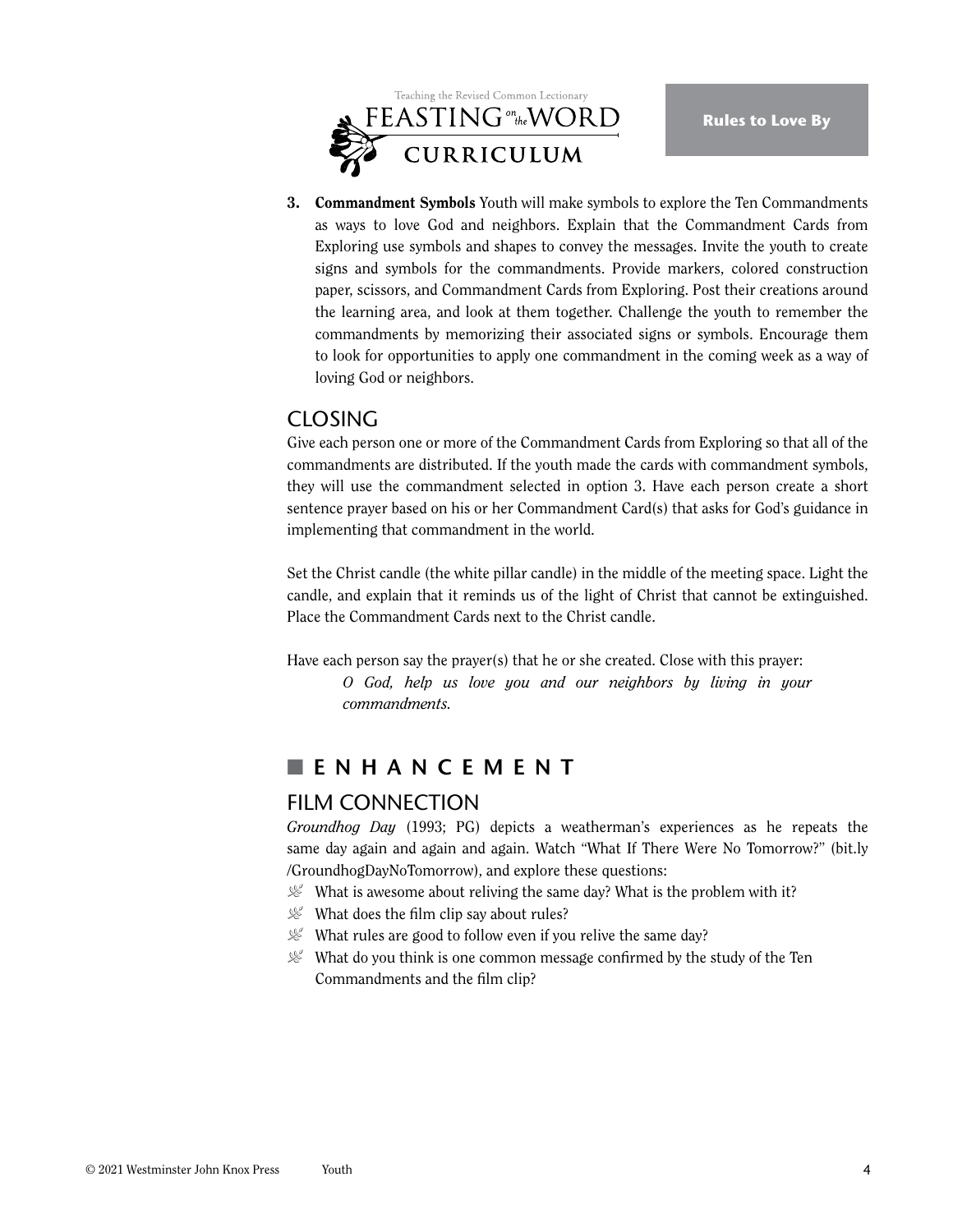3. **Commandment Symbols** Youth will make symbols to explore the Ten Commandments as ways to love God and neighbors. Explain that the Commandment Cards from Exploring use symbols and shapes to convey the messages. Invite the youth to create signs and symbols for the commandments. Provide markers, colored construction paper, scissors, and Commandment Cards from Exploring. Post their creations around the learning area, and look at them together. Challenge the youth to remember the commandments by memorizing their associated signs or symbols. Encourage them to look for opportunities to apply one commandment in the coming week as a way of loving God or neighbors.

## CLOSING

Give each person one or more of the Commandment Cards from Exploring so that all of the commandments are distributed. If the youth made the cards with commandment symbols, they will use the commandment selected in option 3. Have each person create a short sentence prayer based on his or her Commandment Card(s) that asks for God's guidance in implementing that commandment in the world.

Set the Christ candle (the white pillar candle) in the middle of the meeting space. Light the candle, and explain that it reminds us of the light of Christ that cannot be extinguished. Place the Commandment Cards next to the Christ candle.

Have each person say the prayer(s) that he or she created. Close with this prayer:

> *O God, help us love you and our neighbors by living in your commandments.*

# ENHANCEMENT

## FILM CONNECTION

*Groundhog Day* (1993; PG) depicts a weatherman's experiences as he repeats the same day again and again and again. Watch "What If There Were No Tomorrow?" (bit.ly/GroundhogDayNoTomorrow), and explore these questions:

- What is awesome about reliving the same day? What is the problem with it?
- What does the film clip say about rules?
- What rules are good to follow even if you relive the same day?
- What do you think is one common message confirmed by the study of the Ten Commandments and the film clip?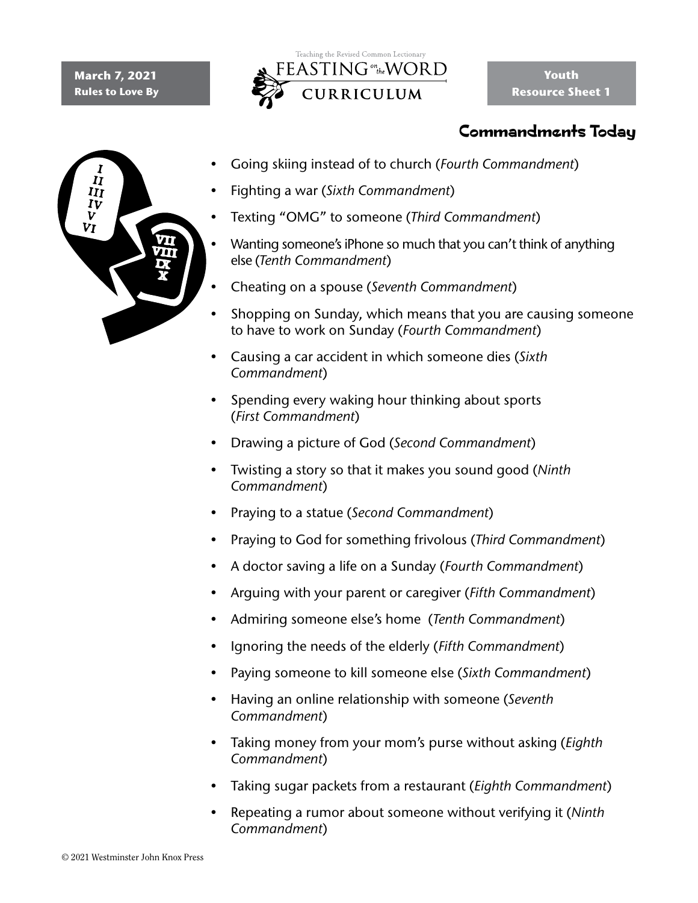**March 7, 2021**
**Rules to Love By**

Teaching the Revised Common Lectionary
FEASTING on the WORD
CURRICULUM

**Youth**
**Resource Sheet 1**

## Commandments Today

- Going skiing instead of to church (*Fourth Commandment*)
- Fighting a war (*Sixth Commandment*)
- Texting "OMG" to someone (*Third Commandment*)
- Wanting someone's iPhone so much that you can't think of anything else (*Tenth Commandment*)
- Cheating on a spouse (*Seventh Commandment*)
- Shopping on Sunday, which means that you are causing someone to have to work on Sunday (*Fourth Commandment*)
- Causing a car accident in which someone dies (*Sixth Commandment*)
- Spending every waking hour thinking about sports (*First Commandment*)
- Drawing a picture of God (*Second Commandment*)
- Twisting a story so that it makes you sound good (*Ninth Commandment*)
- Praying to a statue (*Second Commandment*)
- Praying to God for something frivolous (*Third Commandment*)
- A doctor saving a life on a Sunday (*Fourth Commandment*)
- Arguing with your parent or caregiver (*Fifth Commandment*)
- Admiring someone else's home (*Tenth Commandment*)
- Ignoring the needs of the elderly (*Fifth Commandment*)
- Paying someone to kill someone else (*Sixth Commandment*)
- Having an online relationship with someone (*Seventh Commandment*)
- Taking money from your mom's purse without asking (*Eighth Commandment*)
- Taking sugar packets from a restaurant (*Eighth Commandment*)
- Repeating a rumor about someone without verifying it (*Ninth Commandment*)

© 2021 Westminster John Knox Press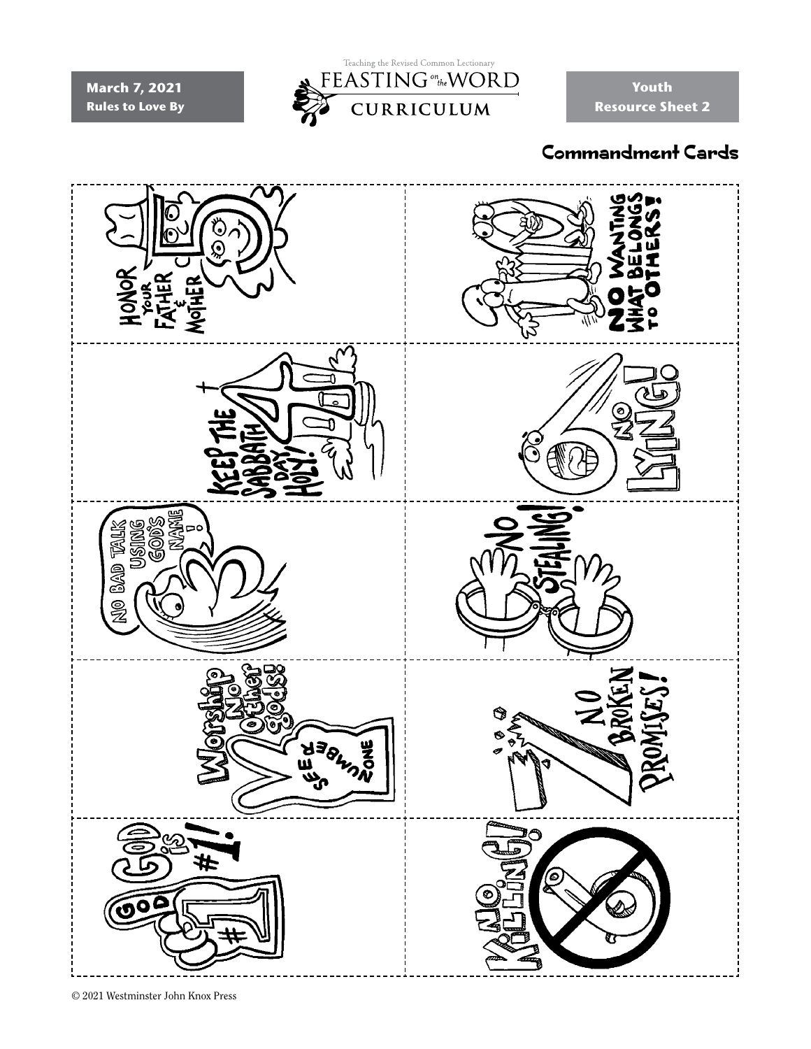March 7, 2021
Rules to Love By

Teaching the Revised Common Lectionary
FEASTING on the WORD
CURRICULUM

Youth
Resource Sheet 2

## Commandment Cards

| | |
|---|---|
| HONOR YOUR FATHER & MOTHER | NO WANTING WHAT BELONGS TO OTHERS! |
| KEEP THE SABBATH DAY HOLY! | NO LYING! |
| NO BAD TALK USING GOD'S NAME! | NO STEALING! |
| Worship No Other gods! SEE NUMBER ONE | NO BROKEN PROMISES! |
| GOD IS #1! GOD #1 | NO KILLING! |

© 2021 Westminster John Knox Press